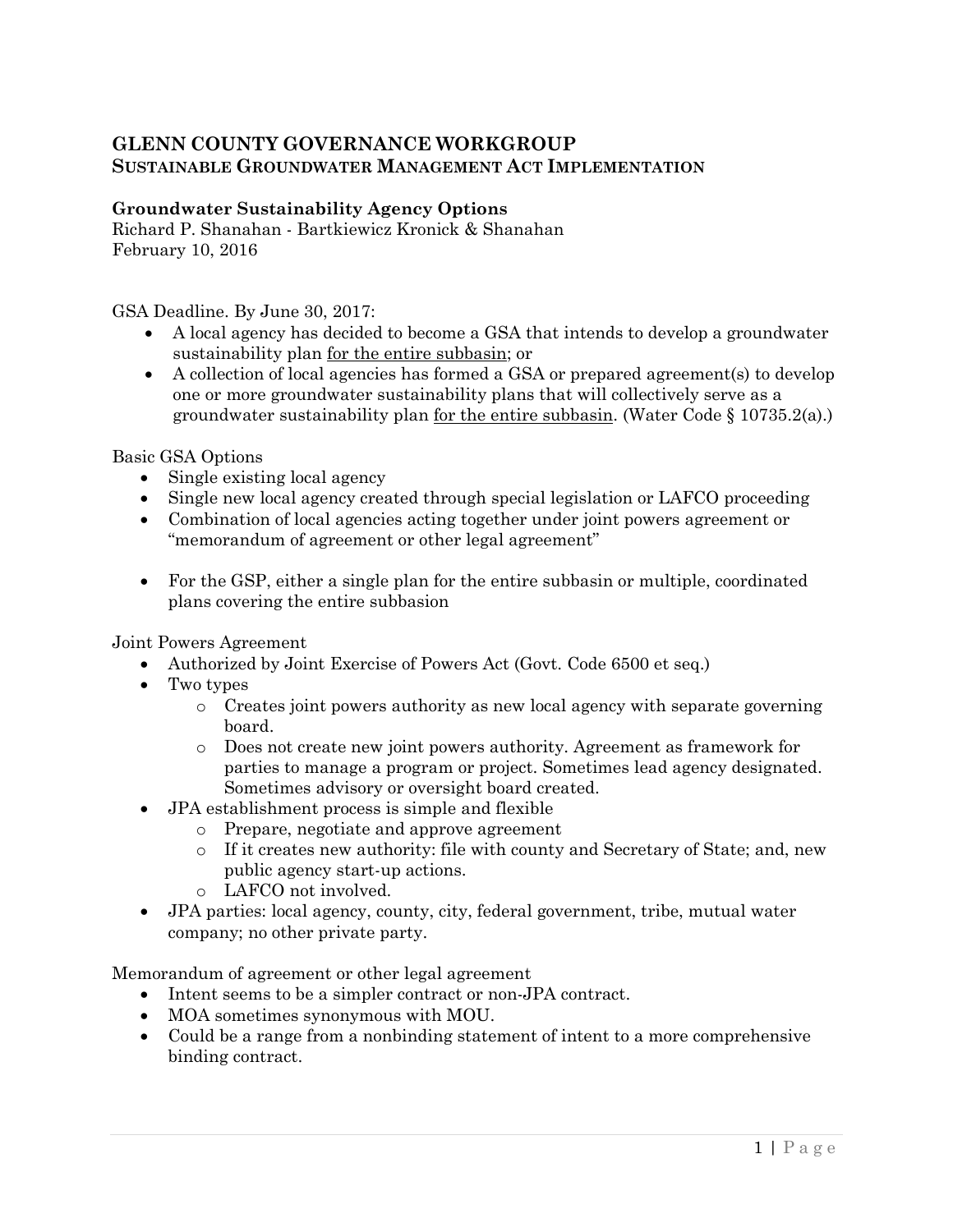# GLENN COUNTY GOVERNANCE WORKGROUP

## SUSTAINABLE GROUNDWATER MANAGEMENT ACT IMPLEMENTATION

**Groundwater Sustainability Agency Options**
Richard P. Shanahan - Bartkiewicz Kronick & Shanahan
February 10, 2016

GSA Deadline. By June 30, 2017:

- A local agency has decided to become a GSA that intends to develop a groundwater sustainability plan <u>for the entire subbasin</u>; or
- A collection of local agencies has formed a GSA or prepared agreement(s) to develop one or more groundwater sustainability plans that will collectively serve as a groundwater sustainability plan <u>for the entire subbasin</u>. (Water Code § 10735.2(a).)

Basic GSA Options

- Single existing local agency
- Single new local agency created through special legislation or LAFCO proceeding
- Combination of local agencies acting together under joint powers agreement or "memorandum of agreement or other legal agreement"

- For the GSP, either a single plan for the entire subbasin or multiple, coordinated plans covering the entire subbasion

Joint Powers Agreement

- Authorized by Joint Exercise of Powers Act (Govt. Code 6500 et seq.)
- Two types
  - Creates joint powers authority as new local agency with separate governing board.
  - Does not create new joint powers authority. Agreement as framework for parties to manage a program or project. Sometimes lead agency designated. Sometimes advisory or oversight board created.
- JPA establishment process is simple and flexible
  - Prepare, negotiate and approve agreement
  - If it creates new authority: file with county and Secretary of State; and, new public agency start-up actions.
  - LAFCO not involved.
- JPA parties: local agency, county, city, federal government, tribe, mutual water company; no other private party.

Memorandum of agreement or other legal agreement

- Intent seems to be a simpler contract or non-JPA contract.
- MOA sometimes synonymous with MOU.
- Could be a range from a nonbinding statement of intent to a more comprehensive binding contract.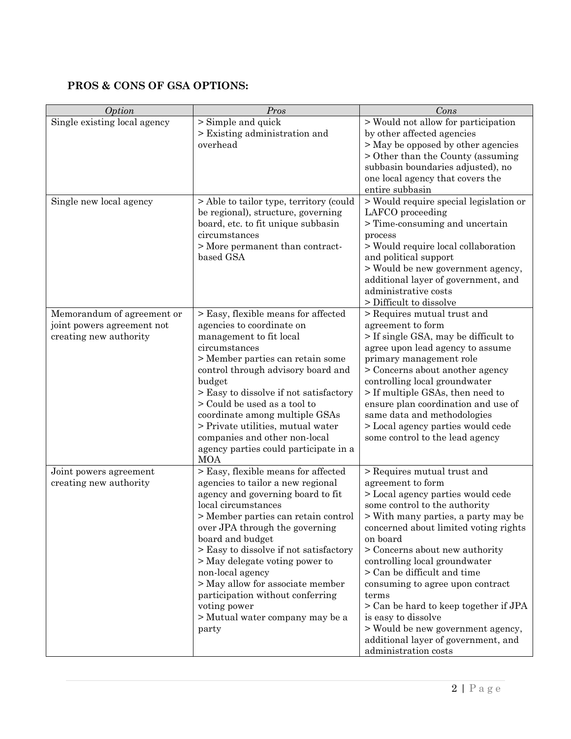## PROS & CONS OF GSA OPTIONS:

| *Option* | *Pros* | *Cons* |
|---|---|---|
| Single existing local agency | > Simple and quick<br>> Existing administration and overhead | > Would not allow for participation by other affected agencies<br>> May be opposed by other agencies<br>> Other than the County (assuming subbasin boundaries adjusted), no one local agency that covers the entire subbasin |
| Single new local agency | > Able to tailor type, territory (could be regional), structure, governing board, etc. to fit unique subbasin circumstances<br>> More permanent than contract-based GSA | > Would require special legislation or LAFCO proceeding<br>> Time-consuming and uncertain process<br>> Would require local collaboration and political support<br>> Would be new government agency, additional layer of government, and administrative costs<br>> Difficult to dissolve |
| Memorandum of agreement or joint powers agreement not creating new authority | > Easy, flexible means for affected agencies to coordinate on management to fit local circumstances<br>> Member parties can retain some control through advisory board and budget<br>> Easy to dissolve if not satisfactory<br>> Could be used as a tool to coordinate among multiple GSAs<br>> Private utilities, mutual water companies and other non-local agency parties could participate in a MOA | > Requires mutual trust and agreement to form<br>> If single GSA, may be difficult to agree upon lead agency to assume primary management role<br>> Concerns about another agency controlling local groundwater<br>> If multiple GSAs, then need to ensure plan coordination and use of same data and methodologies<br>> Local agency parties would cede some control to the lead agency |
| Joint powers agreement creating new authority | > Easy, flexible means for affected agencies to tailor a new regional agency and governing board to fit local circumstances<br>> Member parties can retain control over JPA through the governing board and budget<br>> Easy to dissolve if not satisfactory<br>> May delegate voting power to non-local agency<br>> May allow for associate member participation without conferring voting power<br>> Mutual water company may be a party | > Requires mutual trust and agreement to form<br>> Local agency parties would cede some control to the authority<br>> With many parties, a party may be concerned about limited voting rights on board<br>> Concerns about new authority controlling local groundwater<br>> Can be difficult and time consuming to agree upon contract terms<br>> Can be hard to keep together if JPA is easy to dissolve<br>> Would be new government agency, additional layer of government, and administration costs |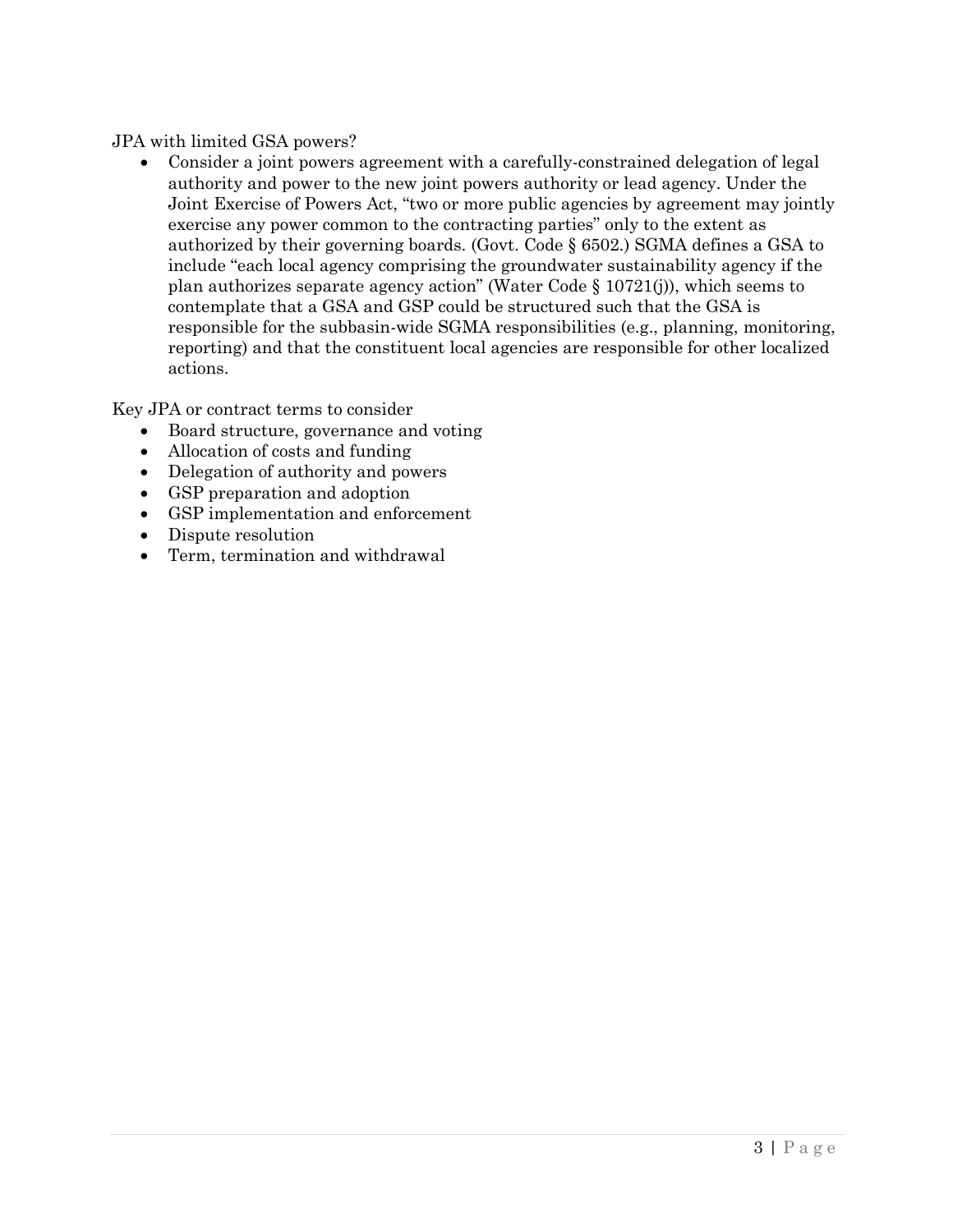JPA with limited GSA powers?

- Consider a joint powers agreement with a carefully-constrained delegation of legal authority and power to the new joint powers authority or lead agency. Under the Joint Exercise of Powers Act, "two or more public agencies by agreement may jointly exercise any power common to the contracting parties" only to the extent as authorized by their governing boards. (Govt. Code § 6502.) SGMA defines a GSA to include "each local agency comprising the groundwater sustainability agency if the plan authorizes separate agency action" (Water Code § 10721(j)), which seems to contemplate that a GSA and GSP could be structured such that the GSA is responsible for the subbasin-wide SGMA responsibilities (e.g., planning, monitoring, reporting) and that the constituent local agencies are responsible for other localized actions.

Key JPA or contract terms to consider

- Board structure, governance and voting
- Allocation of costs and funding
- Delegation of authority and powers
- GSP preparation and adoption
- GSP implementation and enforcement
- Dispute resolution
- Term, termination and withdrawal